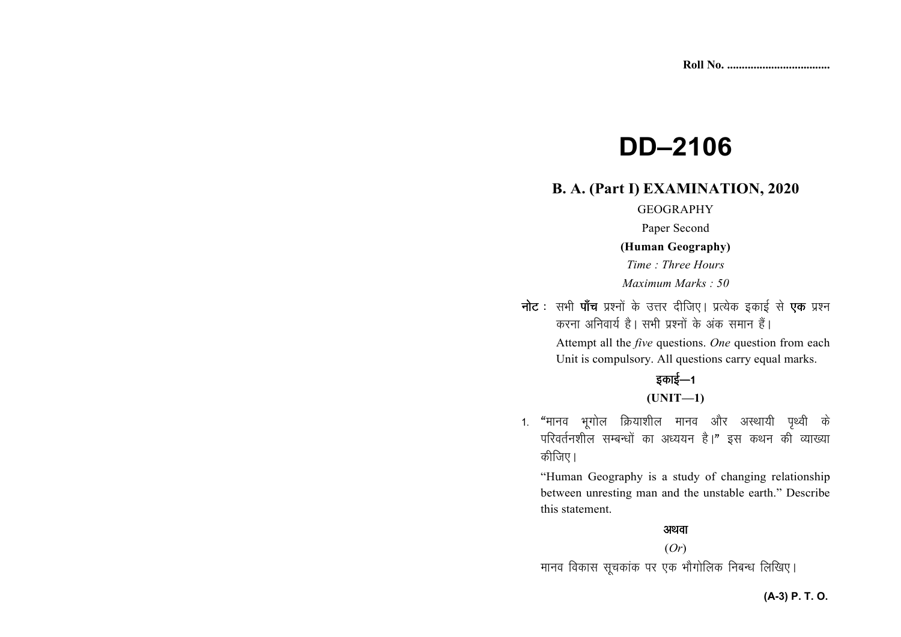Roll No. ...................................

# DD–2106

## B. A. (Part I) EXAMINATION, 2020

GEOGRAPHY

Paper Second

**(Human Geography)**

*Time : Three Hours*

*Maximum Marks : 50*

**नोट :** सभी **पाँच** प्रश्नों के उत्तर दीजिए। प्रत्येक इकाई से **एक** प्रश्न करना अनिवार्य है। सभी प्रश्नों के अंक समान हैं।

Attempt all the *five* questions. *One* question from each Unit is compulsory. All questions carry equal marks.

### इकाई—1

### (UNIT—1)

1. "मानव भूगोल क्रियाशील मानव और अस्थायी पृथ्वी के परिवर्तनशील सम्बन्धों का अध्ययन है।" इस कथन की व्याख्या कीजिए।

   "Human Geography is a study of changing relationship between unresting man and the unstable earth." Describe this statement.

   **अथवा**

   (*Or*)

   मानव विकास सूचकांक पर एक भौगोलिक निबन्ध लिखिए।

(A-3) P. T. O.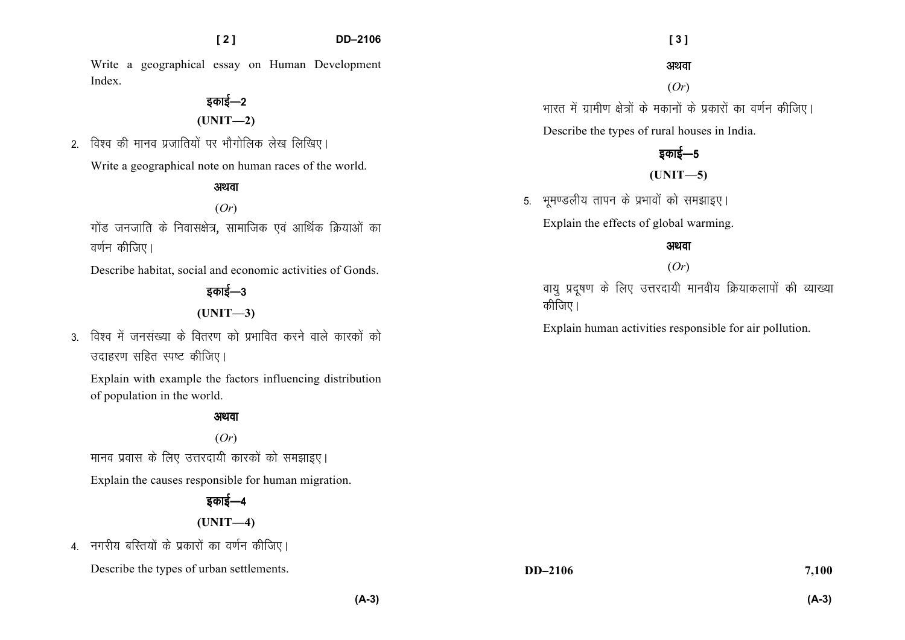Write a geographical essay on Human Development Index.

## इकाई—2

## (UNIT—2)

2. विश्व की मानव प्रजातियों पर भौगोलिक लेख लिखिए।

   Write a geographical note on human races of the world.

   **अथवा**

   (*Or*)

   गोंड जनजाति के निवासक्षेत्र, सामाजिक एवं आर्थिक क्रियाओं का वर्णन कीजिए।

   Describe habitat, social and economic activities of Gonds.

## इकाई—3

## (UNIT—3)

3. विश्व में जनसंख्या के वितरण को प्रभावित करने वाले कारकों को उदाहरण सहित स्पष्ट कीजिए।

   Explain with example the factors influencing distribution of population in the world.

   **अथवा**

   (*Or*)

   मानव प्रवास के लिए उत्तरदायी कारकों को समझाइए।

   Explain the causes responsible for human migration.

## इकाई—4

## (UNIT—4)

4. नगरीय बस्तियों के प्रकारों का वर्णन कीजिए।

   Describe the types of urban settlements.

   **अथवा**

   (*Or*)

   भारत में ग्रामीण क्षेत्रों के मकानों के प्रकारों का वर्णन कीजिए।

   Describe the types of rural houses in India.

## इकाई—5

## (UNIT—5)

5. भूमण्डलीय तापन के प्रभावों को समझाइए।

   Explain the effects of global warming.

   **अथवा**

   (*Or*)

   वायु प्रदूषण के लिए उत्तरदायी मानवीय क्रियाकलापों की व्याख्या कीजिए।

   Explain human activities responsible for air pollution.

DD–2106 7,100